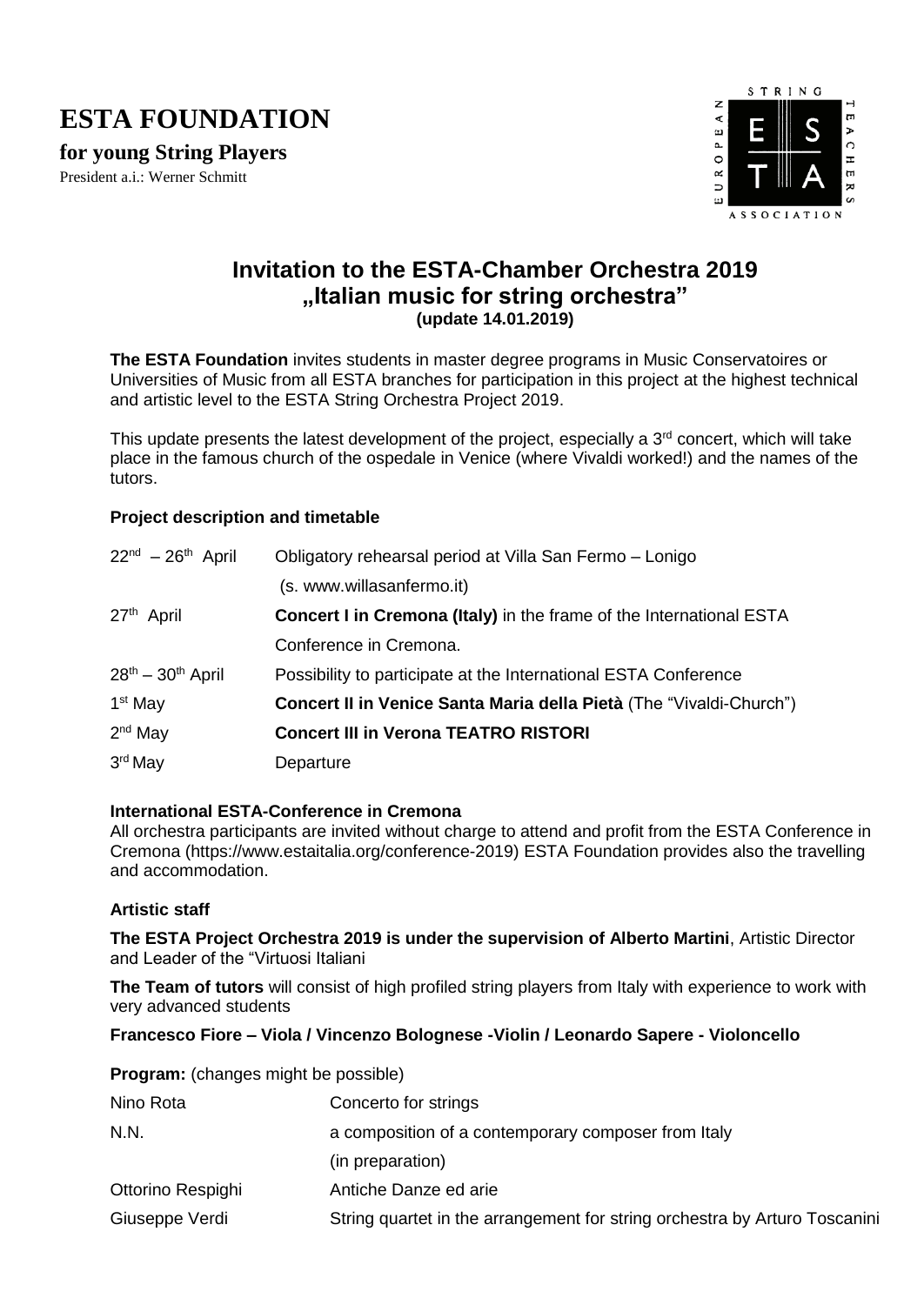# ESTA FOUNDATION

**for young String Players**

President a.i.: Werner Schmitt

## Invitation to the ESTA-Chamber Orchestra 2019 „Italian music for string orchestra"

**(update 14.01.2019)**

**The ESTA Foundation** invites students in master degree programs in Music Conservatoires or Universities of Music from all ESTA branches for participation in this project at the highest technical and artistic level to the ESTA String Orchestra Project 2019.

This update presents the latest development of the project, especially a 3rd concert, which will take place in the famous church of the ospedale in Venice (where Vivaldi worked!) and the names of the tutors.

### Project description and timetable

| | |
|---|---|
| 22nd – 26th April | Obligatory rehearsal period at Villa San Fermo – Lonigo (s. www.willasanfermo.it) |
| 27th April | **Concert I in Cremona (Italy)** in the frame of the International ESTA Conference in Cremona. |
| 28th – 30th April | Possibility to participate at the International ESTA Conference |
| 1st May | **Concert II in Venice Santa Maria della Pietà** (The "Vivaldi-Church") |
| 2nd May | **Concert III in Verona TEATRO RISTORI** |
| 3rd May | Departure |

### International ESTA-Conference in Cremona

All orchestra participants are invited without charge to attend and profit from the ESTA Conference in Cremona (https://www.estaitalia.org/conference-2019) ESTA Foundation provides also the travelling and accommodation.

### Artistic staff

**The ESTA Project Orchestra 2019 is under the supervision of Alberto Martini**, Artistic Director and Leader of the "Virtuosi Italiani

**The Team of tutors** will consist of high profiled string players from Italy with experience to work with very advanced students

**Francesco Fiore – Viola / Vincenzo Bolognese -Violin / Leonardo Sapere - Violoncello**

**Program:** (changes might be possible)

| | |
|---|---|
| Nino Rota | Concerto for strings |
| N.N. | a composition of a contemporary composer from Italy (in preparation) |
| Ottorino Respighi | Antiche Danze ed arie |
| Giuseppe Verdi | String quartet in the arrangement for string orchestra by Arturo Toscanini |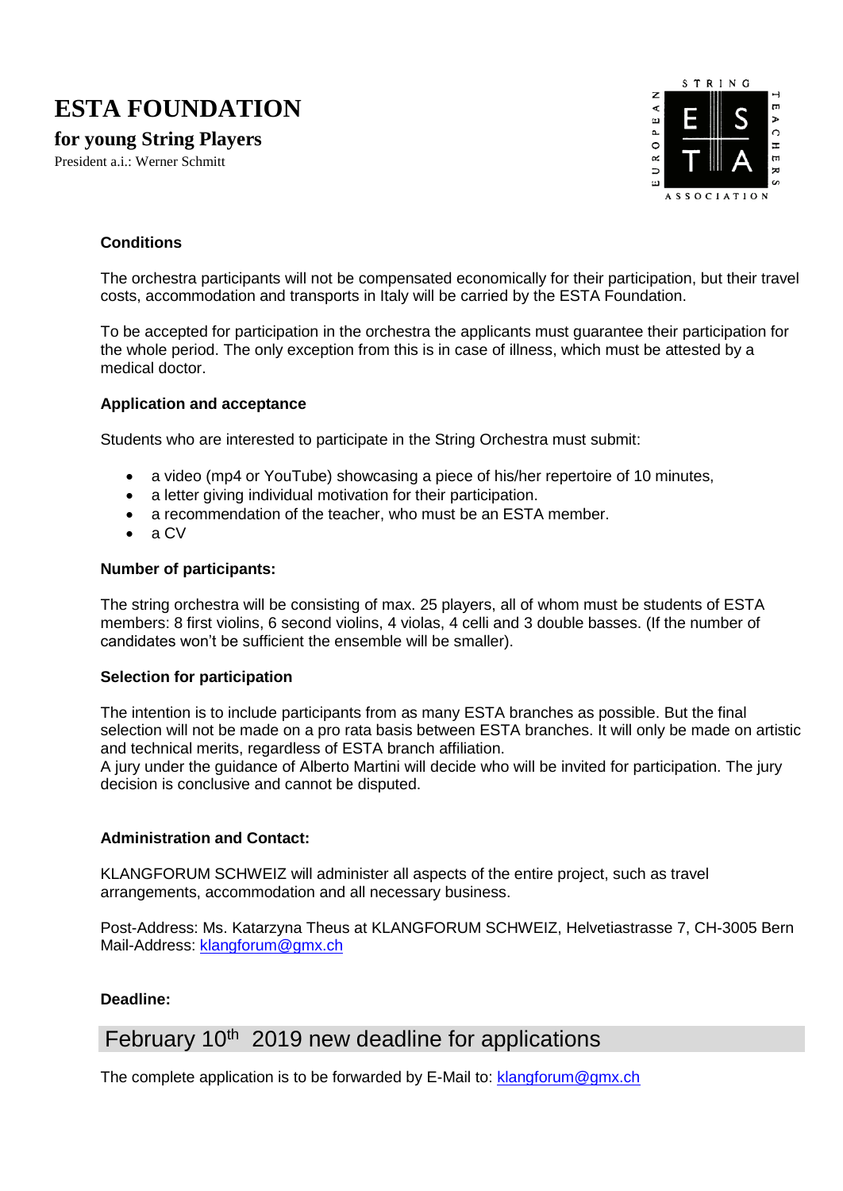# ESTA FOUNDATION

## for young String Players

President a.i.: Werner Schmitt

STRING EUROPEAN TEACHERS ASSOCIATION

**Conditions**

The orchestra participants will not be compensated economically for their participation, but their travel costs, accommodation and transports in Italy will be carried by the ESTA Foundation.

To be accepted for participation in the orchestra the applicants must guarantee their participation for the whole period. The only exception from this is in case of illness, which must be attested by a medical doctor.

**Application and acceptance**

Students who are interested to participate in the String Orchestra must submit:

- a video (mp4 or YouTube) showcasing a piece of his/her repertoire of 10 minutes,
- a letter giving individual motivation for their participation.
- a recommendation of the teacher, who must be an ESTA member.
- a CV

**Number of participants:**

The string orchestra will be consisting of max. 25 players, all of whom must be students of ESTA members: 8 first violins, 6 second violins, 4 violas, 4 celli and 3 double basses. (If the number of candidates won't be sufficient the ensemble will be smaller).

**Selection for participation**

The intention is to include participants from as many ESTA branches as possible. But the final selection will not be made on a pro rata basis between ESTA branches. It will only be made on artistic and technical merits, regardless of ESTA branch affiliation.
A jury under the guidance of Alberto Martini will decide who will be invited for participation. The jury decision is conclusive and cannot be disputed.

**Administration and Contact:**

KLANGFORUM SCHWEIZ will administer all aspects of the entire project, such as travel arrangements, accommodation and all necessary business.

Post-Address: Ms. Katarzyna Theus at KLANGFORUM SCHWEIZ, Helvetiastrasse 7, CH-3005 Bern
Mail-Address: klangforum@gmx.ch

**Deadline:**

## February 10th 2019 new deadline for applications

The complete application is to be forwarded by E-Mail to: klangforum@gmx.ch